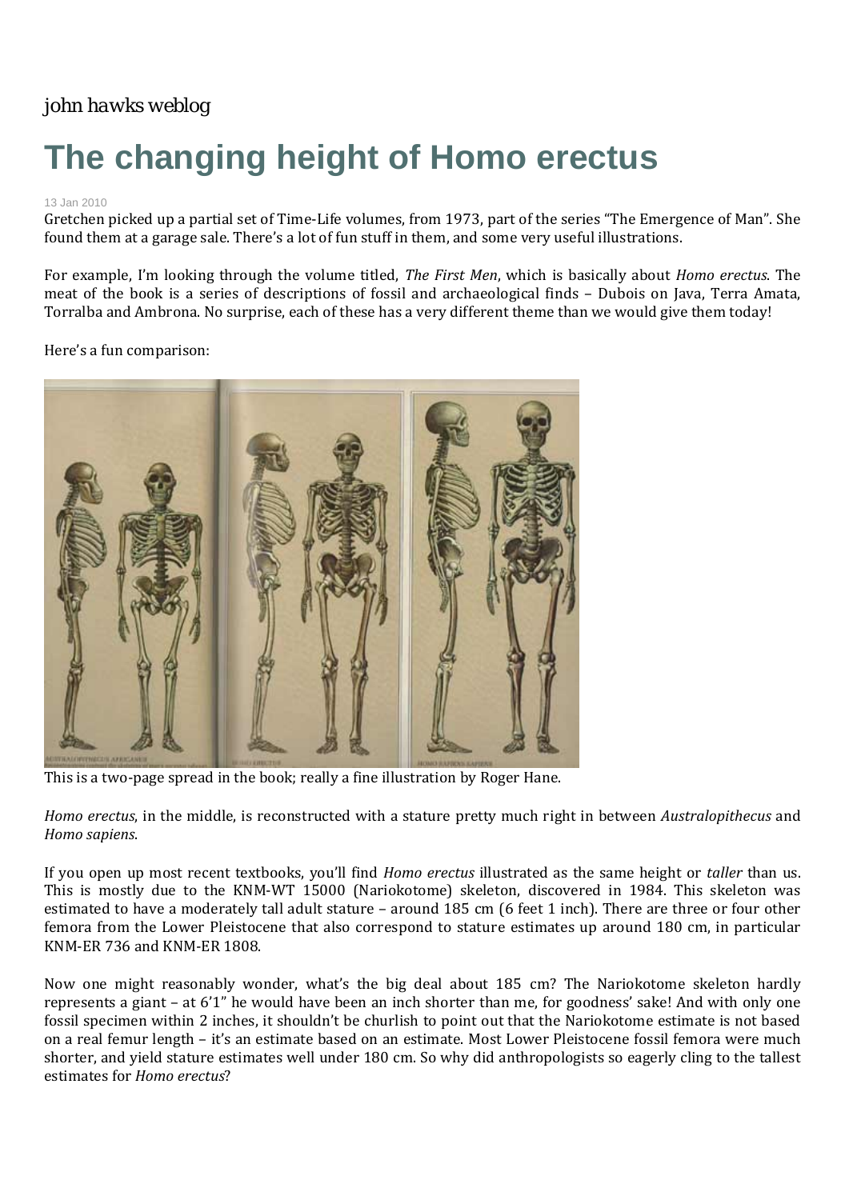john hawks weblog

# The changing height of Homo erectus

13 Jan 2010

Gretchen picked up a partial set of Time-Life volumes, from 1973, part of the series "The Emergence of Man". She found them at a garage sale. There's a lot of fun stuff in them, and some very useful illustrations.

For example, I'm looking through the volume titled, *The First Men*, which is basically about *Homo erectus*. The meat of the book is a series of descriptions of fossil and archaeological finds – Dubois on Java, Terra Amata, Torralba and Ambrona. No surprise, each of these has a very different theme than we would give them today!

Here's a fun comparison:

This is a two-page spread in the book; really a fine illustration by Roger Hane.

*Homo erectus*, in the middle, is reconstructed with a stature pretty much right in between *Australopithecus* and *Homo sapiens*.

If you open up most recent textbooks, you'll find *Homo erectus* illustrated as the same height or *taller* than us. This is mostly due to the KNM-WT 15000 (Nariokotome) skeleton, discovered in 1984. This skeleton was estimated to have a moderately tall adult stature – around 185 cm (6 feet 1 inch). There are three or four other femora from the Lower Pleistocene that also correspond to stature estimates up around 180 cm, in particular KNM-ER 736 and KNM-ER 1808.

Now one might reasonably wonder, what's the big deal about 185 cm? The Nariokotome skeleton hardly represents a giant – at 6'1" he would have been an inch shorter than me, for goodness' sake! And with only one fossil specimen within 2 inches, it shouldn't be churlish to point out that the Nariokotome estimate is not based on a real femur length – it's an estimate based on an estimate. Most Lower Pleistocene fossil femora were much shorter, and yield stature estimates well under 180 cm. So why did anthropologists so eagerly cling to the tallest estimates for *Homo erectus*?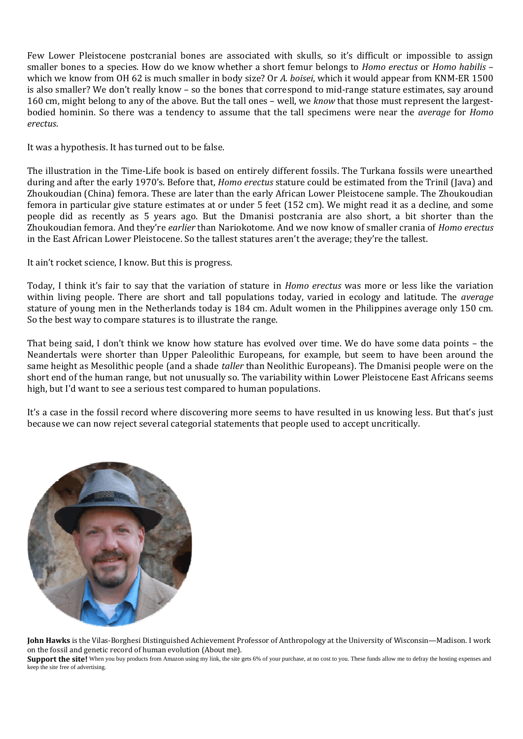Few Lower Pleistocene postcranial bones are associated with skulls, so it's difficult or impossible to assign smaller bones to a species. How do we know whether a short femur belongs to *Homo erectus* or *Homo habilis* – which we know from OH 62 is much smaller in body size? Or *A. boisei*, which it would appear from KNM-ER 1500 is also smaller? We don't really know – so the bones that correspond to mid-range stature estimates, say around 160 cm, might belong to any of the above. But the tall ones – well, we *know* that those must represent the largest-bodied hominin. So there was a tendency to assume that the tall specimens were near the *average* for *Homo erectus*.

It was a hypothesis. It has turned out to be false.

The illustration in the Time-Life book is based on entirely different fossils. The Turkana fossils were unearthed during and after the early 1970's. Before that, *Homo erectus* stature could be estimated from the Trinil (Java) and Zhoukoudian (China) femora. These are later than the early African Lower Pleistocene sample. The Zhoukoudian femora in particular give stature estimates at or under 5 feet (152 cm). We might read it as a decline, and some people did as recently as 5 years ago. But the Dmanisi postcrania are also short, a bit shorter than the Zhoukoudian femora. And they're *earlier* than Nariokotome. And we now know of smaller crania of *Homo erectus* in the East African Lower Pleistocene. So the tallest statures aren't the average; they're the tallest.

It ain't rocket science, I know. But this is progress.

Today, I think it's fair to say that the variation of stature in *Homo erectus* was more or less like the variation within living people. There are short and tall populations today, varied in ecology and latitude. The *average* stature of young men in the Netherlands today is 184 cm. Adult women in the Philippines average only 150 cm. So the best way to compare statures is to illustrate the range.

That being said, I don't think we know how stature has evolved over time. We do have some data points – the Neandertals were shorter than Upper Paleolithic Europeans, for example, but seem to have been around the same height as Mesolithic people (and a shade *taller* than Neolithic Europeans). The Dmanisi people were on the short end of the human range, but not unusually so. The variability within Lower Pleistocene East Africans seems high, but I'd want to see a serious test compared to human populations.

It's a case in the fossil record where discovering more seems to have resulted in us knowing less. But that's just because we can now reject several categorial statements that people used to accept uncritically.

**John Hawks** is the Vilas-Borghesi Distinguished Achievement Professor of Anthropology at the University of Wisconsin—Madison. I work on the fossil and genetic record of human evolution (About me).

**Support the site!** When you buy products from Amazon using my link, the site gets 6% of your purchase, at no cost to you. These funds allow me to defray the hosting expenses and keep the site free of advertising.